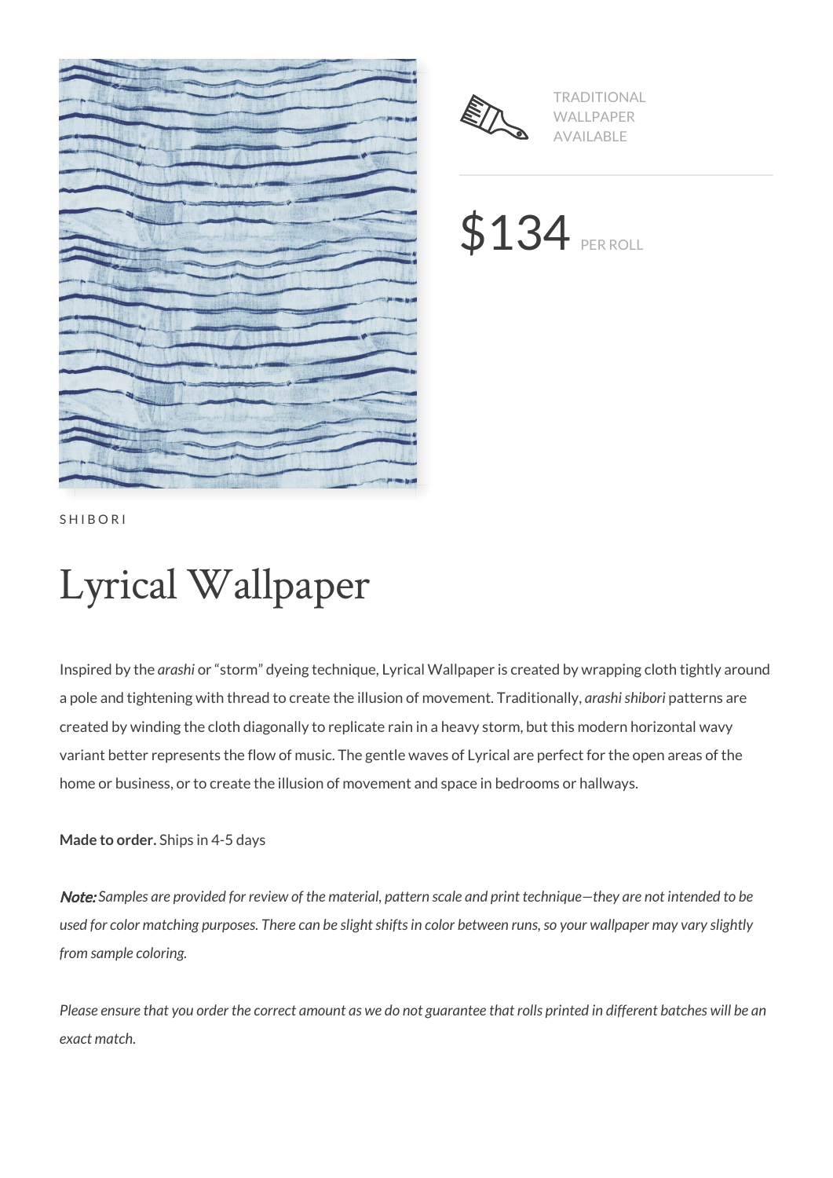TRADITIONAL WALLPAPER AVAILABLE

$134 PER ROLL

SHIBORI

# Lyrical Wallpaper

Inspired by the *arashi* or "storm" dyeing technique, Lyrical Wallpaper is created by wrapping cloth tightly around a pole and tightening with thread to create the illusion of movement. Traditionally, *arashi shibori* patterns are created by winding the cloth diagonally to replicate rain in a heavy storm, but this modern horizontal wavy variant better represents the flow of music. The gentle waves of Lyrical are perfect for the open areas of the home or business, or to create the illusion of movement and space in bedrooms or hallways.

**Made to order.** Ships in 4-5 days

***Note:*** *Samples are provided for review of the material, pattern scale and print technique—they are not intended to be used for color matching purposes. There can be slight shifts in color between runs, so your wallpaper may vary slightly from sample coloring.*

*Please ensure that you order the correct amount as we do not guarantee that rolls printed in different batches will be an exact match.*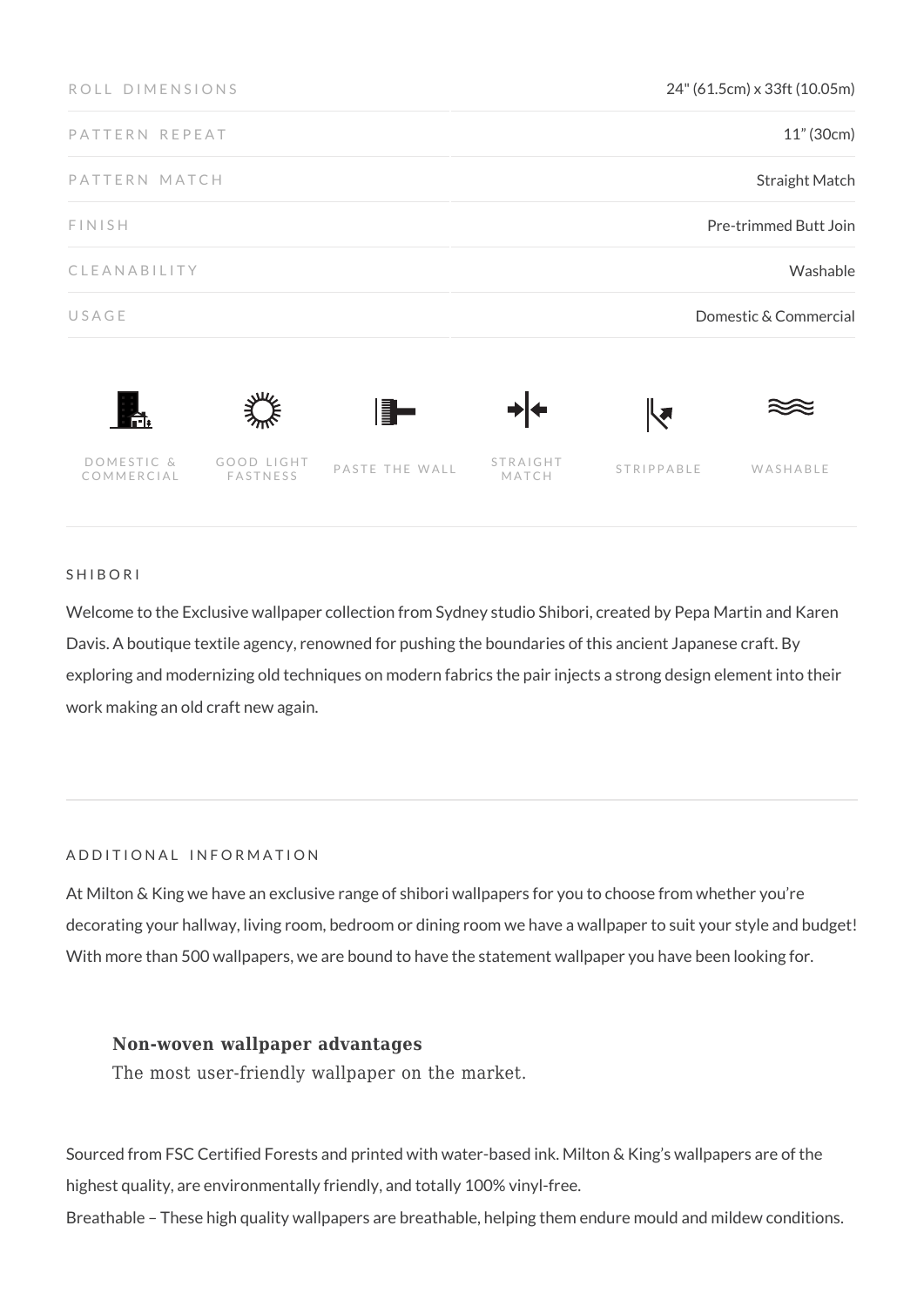| ROLL DIMENSIONS | 24" (61.5cm) x 33ft (10.05m) |
|---|---|
| PATTERN REPEAT | 11" (30cm) |
| PATTERN MATCH | Straight Match |
| FINISH | Pre-trimmed Butt Join |
| CLEANABILITY | Washable |
| USAGE | Domestic & Commercial |

DOMESTIC & COMMERCIAL | GOOD LIGHT FASTNESS | PASTE THE WALL | STRAIGHT MATCH | STRIPPABLE | WASHABLE

SHIBORI

Welcome to the Exclusive wallpaper collection from Sydney studio Shibori, created by Pepa Martin and Karen Davis. A boutique textile agency, renowned for pushing the boundaries of this ancient Japanese craft. By exploring and modernizing old techniques on modern fabrics the pair injects a strong design element into their work making an old craft new again.

ADDITIONAL INFORMATION

At Milton & King we have an exclusive range of shibori wallpapers for you to choose from whether you're decorating your hallway, living room, bedroom or dining room we have a wallpaper to suit your style and budget! With more than 500 wallpapers, we are bound to have the statement wallpaper you have been looking for.

**Non-woven wallpaper advantages**
The most user-friendly wallpaper on the market.

Sourced from FSC Certified Forests and printed with water-based ink. Milton & King's wallpapers are of the highest quality, are environmentally friendly, and totally 100% vinyl-free.
Breathable – These high quality wallpapers are breathable, helping them endure mould and mildew conditions.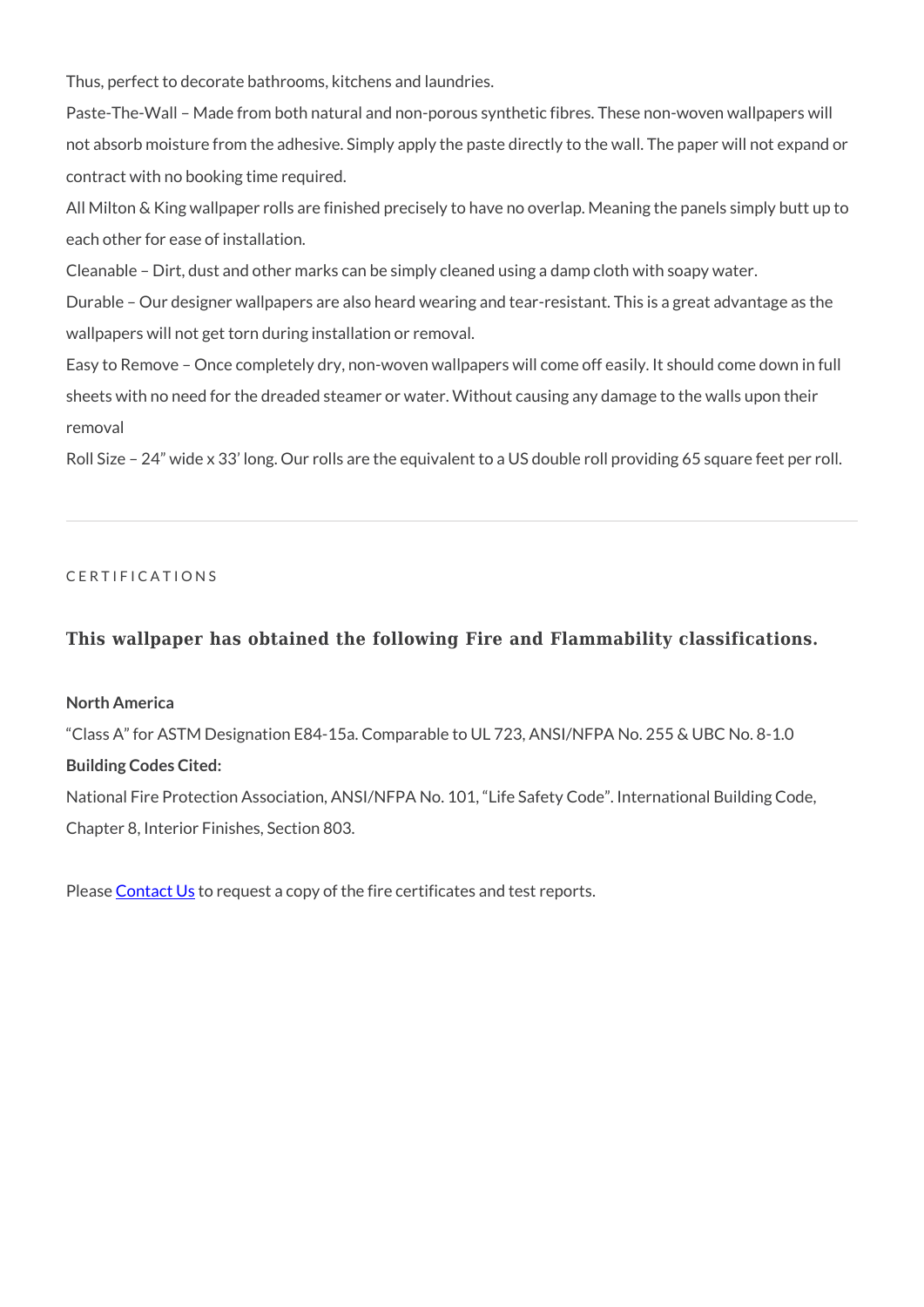Thus, perfect to decorate bathrooms, kitchens and laundries.

Paste-The-Wall – Made from both natural and non-porous synthetic fibres. These non-woven wallpapers will not absorb moisture from the adhesive. Simply apply the paste directly to the wall. The paper will not expand or contract with no booking time required.

All Milton & King wallpaper rolls are finished precisely to have no overlap. Meaning the panels simply butt up to each other for ease of installation.

Cleanable – Dirt, dust and other marks can be simply cleaned using a damp cloth with soapy water.

Durable – Our designer wallpapers are also heard wearing and tear-resistant. This is a great advantage as the wallpapers will not get torn during installation or removal.

Easy to Remove – Once completely dry, non-woven wallpapers will come off easily. It should come down in full sheets with no need for the dreaded steamer or water. Without causing any damage to the walls upon their removal

Roll Size – 24" wide x 33' long. Our rolls are the equivalent to a US double roll providing 65 square feet per roll.

---

CERTIFICATIONS

### This wallpaper has obtained the following Fire and Flammability classifications.

**North America**

"Class A" for ASTM Designation E84-15a. Comparable to UL 723, ANSI/NFPA No. 255 & UBC No. 8-1.0

**Building Codes Cited:**

National Fire Protection Association, ANSI/NFPA No. 101, "Life Safety Code". International Building Code, Chapter 8, Interior Finishes, Section 803.

Please Contact Us to request a copy of the fire certificates and test reports.